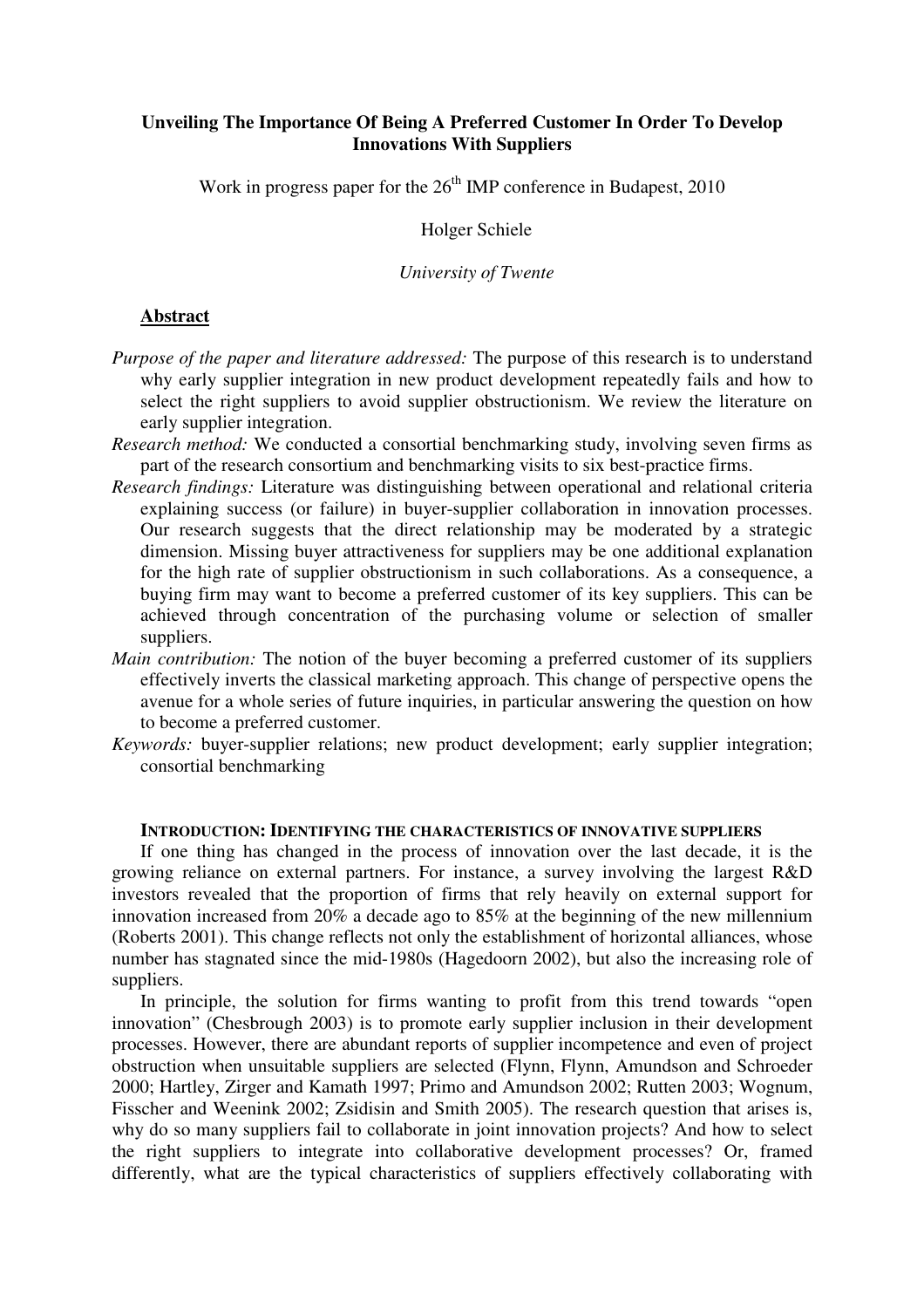# Unveiling The Importance Of Being A Preferred Customer In Order To Develop Innovations With Suppliers

Work in progress paper for the 26th IMP conference in Budapest, 2010

Holger Schiele

*University of Twente*

## Abstract

*Purpose of the paper and literature addressed:* The purpose of this research is to understand why early supplier integration in new product development repeatedly fails and how to select the right suppliers to avoid supplier obstructionism. We review the literature on early supplier integration.

*Research method:* We conducted a consortial benchmarking study, involving seven firms as part of the research consortium and benchmarking visits to six best-practice firms.

*Research findings:* Literature was distinguishing between operational and relational criteria explaining success (or failure) in buyer-supplier collaboration in innovation processes. Our research suggests that the direct relationship may be moderated by a strategic dimension. Missing buyer attractiveness for suppliers may be one additional explanation for the high rate of supplier obstructionism in such collaborations. As a consequence, a buying firm may want to become a preferred customer of its key suppliers. This can be achieved through concentration of the purchasing volume or selection of smaller suppliers.

*Main contribution:* The notion of the buyer becoming a preferred customer of its suppliers effectively inverts the classical marketing approach. This change of perspective opens the avenue for a whole series of future inquiries, in particular answering the question on how to become a preferred customer.

*Keywords:* buyer-supplier relations; new product development; early supplier integration; consortial benchmarking

## Introduction: Identifying the characteristics of innovative suppliers

If one thing has changed in the process of innovation over the last decade, it is the growing reliance on external partners. For instance, a survey involving the largest R&D investors revealed that the proportion of firms that rely heavily on external support for innovation increased from 20% a decade ago to 85% at the beginning of the new millennium (Roberts 2001). This change reflects not only the establishment of horizontal alliances, whose number has stagnated since the mid-1980s (Hagedoorn 2002), but also the increasing role of suppliers.

In principle, the solution for firms wanting to profit from this trend towards "open innovation" (Chesbrough 2003) is to promote early supplier inclusion in their development processes. However, there are abundant reports of supplier incompetence and even of project obstruction when unsuitable suppliers are selected (Flynn, Flynn, Amundson and Schroeder 2000; Hartley, Zirger and Kamath 1997; Primo and Amundson 2002; Rutten 2003; Wognum, Fisscher and Weenink 2002; Zsidisin and Smith 2005). The research question that arises is, why do so many suppliers fail to collaborate in joint innovation projects? And how to select the right suppliers to integrate into collaborative development processes? Or, framed differently, what are the typical characteristics of suppliers effectively collaborating with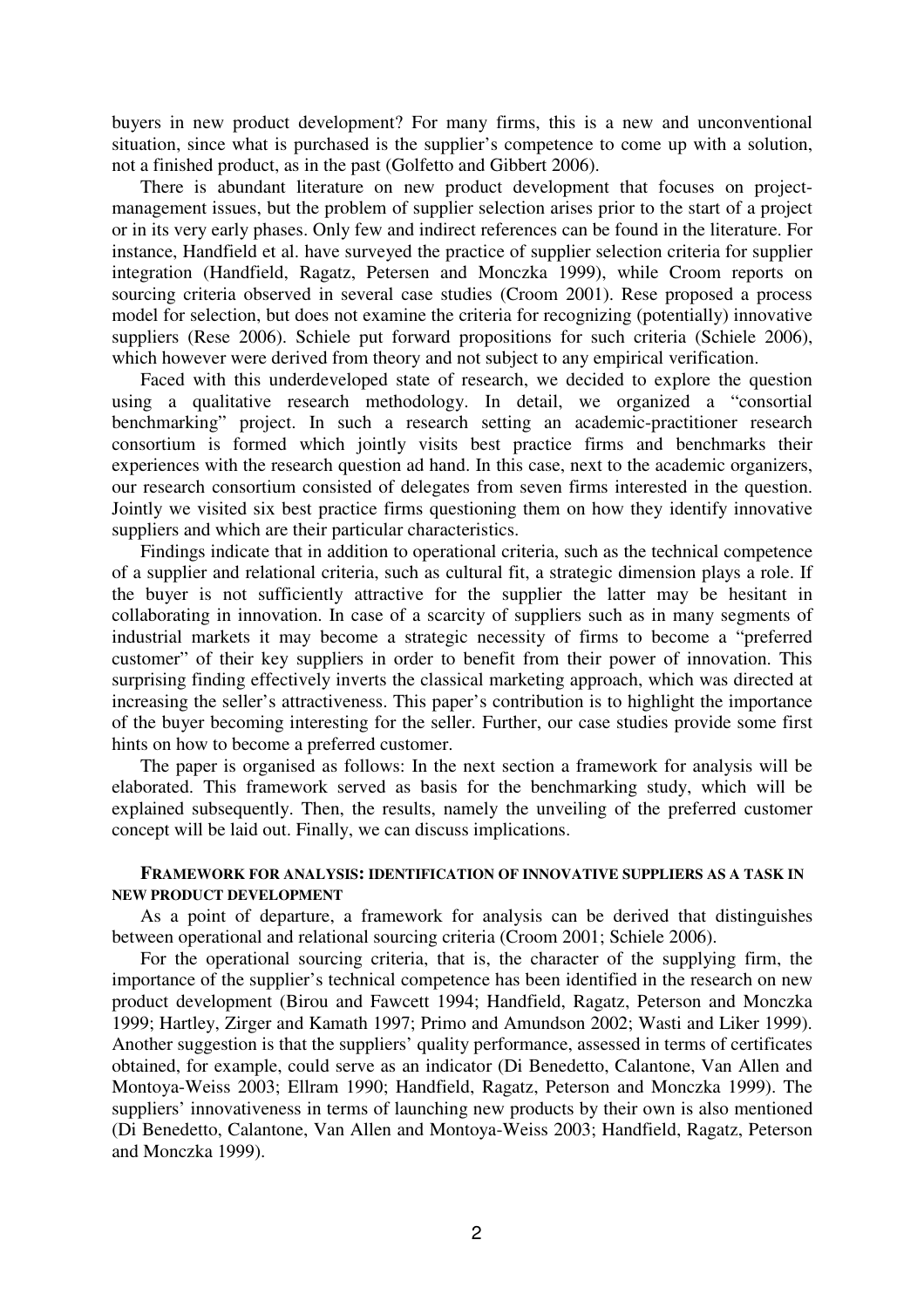buyers in new product development? For many firms, this is a new and unconventional situation, since what is purchased is the supplier's competence to come up with a solution, not a finished product, as in the past (Golfetto and Gibbert 2006).

There is abundant literature on new product development that focuses on project-management issues, but the problem of supplier selection arises prior to the start of a project or in its very early phases. Only few and indirect references can be found in the literature. For instance, Handfield et al. have surveyed the practice of supplier selection criteria for supplier integration (Handfield, Ragatz, Petersen and Monczka 1999), while Croom reports on sourcing criteria observed in several case studies (Croom 2001). Rese proposed a process model for selection, but does not examine the criteria for recognizing (potentially) innovative suppliers (Rese 2006). Schiele put forward propositions for such criteria (Schiele 2006), which however were derived from theory and not subject to any empirical verification.

Faced with this underdeveloped state of research, we decided to explore the question using a qualitative research methodology. In detail, we organized a "consortial benchmarking" project. In such a research setting an academic-practitioner research consortium is formed which jointly visits best practice firms and benchmarks their experiences with the research question ad hand. In this case, next to the academic organizers, our research consortium consisted of delegates from seven firms interested in the question. Jointly we visited six best practice firms questioning them on how they identify innovative suppliers and which are their particular characteristics.

Findings indicate that in addition to operational criteria, such as the technical competence of a supplier and relational criteria, such as cultural fit, a strategic dimension plays a role. If the buyer is not sufficiently attractive for the supplier the latter may be hesitant in collaborating in innovation. In case of a scarcity of suppliers such as in many segments of industrial markets it may become a strategic necessity of firms to become a "preferred customer" of their key suppliers in order to benefit from their power of innovation. This surprising finding effectively inverts the classical marketing approach, which was directed at increasing the seller's attractiveness. This paper's contribution is to highlight the importance of the buyer becoming interesting for the seller. Further, our case studies provide some first hints on how to become a preferred customer.

The paper is organised as follows: In the next section a framework for analysis will be elaborated. This framework served as basis for the benchmarking study, which will be explained subsequently. Then, the results, namely the unveiling of the preferred customer concept will be laid out. Finally, we can discuss implications.

## FRAMEWORK FOR ANALYSIS: IDENTIFICATION OF INNOVATIVE SUPPLIERS AS A TASK IN NEW PRODUCT DEVELOPMENT

As a point of departure, a framework for analysis can be derived that distinguishes between operational and relational sourcing criteria (Croom 2001; Schiele 2006).

For the operational sourcing criteria, that is, the character of the supplying firm, the importance of the supplier's technical competence has been identified in the research on new product development (Birou and Fawcett 1994; Handfield, Ragatz, Peterson and Monczka 1999; Hartley, Zirger and Kamath 1997; Primo and Amundson 2002; Wasti and Liker 1999). Another suggestion is that the suppliers' quality performance, assessed in terms of certificates obtained, for example, could serve as an indicator (Di Benedetto, Calantone, Van Allen and Montoya-Weiss 2003; Ellram 1990; Handfield, Ragatz, Peterson and Monczka 1999). The suppliers' innovativeness in terms of launching new products by their own is also mentioned (Di Benedetto, Calantone, Van Allen and Montoya-Weiss 2003; Handfield, Ragatz, Peterson and Monczka 1999).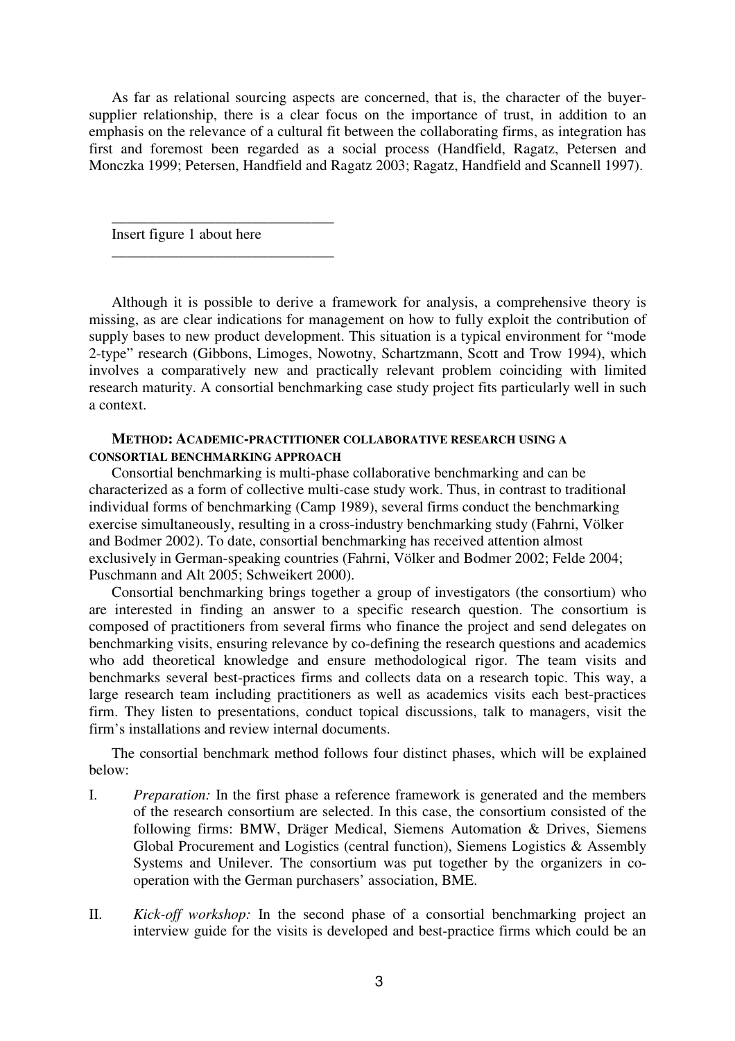As far as relational sourcing aspects are concerned, that is, the character of the buyer-supplier relationship, there is a clear focus on the importance of trust, in addition to an emphasis on the relevance of a cultural fit between the collaborating firms, as integration has first and foremost been regarded as a social process (Handfield, Ragatz, Petersen and Monczka 1999; Petersen, Handfield and Ragatz 2003; Ragatz, Handfield and Scannell 1997).

---

Insert figure 1 about here

---

Although it is possible to derive a framework for analysis, a comprehensive theory is missing, as are clear indications for management on how to fully exploit the contribution of supply bases to new product development. This situation is a typical environment for "mode 2-type" research (Gibbons, Limoges, Nowotny, Schartzmann, Scott and Trow 1994), which involves a comparatively new and practically relevant problem coinciding with limited research maturity. A consortial benchmarking case study project fits particularly well in such a context.

## METHOD: ACADEMIC-PRACTITIONER COLLABORATIVE RESEARCH USING A CONSORTIAL BENCHMARKING APPROACH

Consortial benchmarking is multi-phase collaborative benchmarking and can be characterized as a form of collective multi-case study work. Thus, in contrast to traditional individual forms of benchmarking (Camp 1989), several firms conduct the benchmarking exercise simultaneously, resulting in a cross-industry benchmarking study (Fahrni, Völker and Bodmer 2002). To date, consortial benchmarking has received attention almost exclusively in German-speaking countries (Fahrni, Völker and Bodmer 2002; Felde 2004; Puschmann and Alt 2005; Schweikert 2000).

Consortial benchmarking brings together a group of investigators (the consortium) who are interested in finding an answer to a specific research question. The consortium is composed of practitioners from several firms who finance the project and send delegates on benchmarking visits, ensuring relevance by co-defining the research questions and academics who add theoretical knowledge and ensure methodological rigor. The team visits and benchmarks several best-practices firms and collects data on a research topic. This way, a large research team including practitioners as well as academics visits each best-practices firm. They listen to presentations, conduct topical discussions, talk to managers, visit the firm's installations and review internal documents.

The consortial benchmark method follows four distinct phases, which will be explained below:

I. *Preparation:* In the first phase a reference framework is generated and the members of the research consortium are selected. In this case, the consortium consisted of the following firms: BMW, Dräger Medical, Siemens Automation & Drives, Siemens Global Procurement and Logistics (central function), Siemens Logistics & Assembly Systems and Unilever. The consortium was put together by the organizers in co-operation with the German purchasers' association, BME.

II. *Kick-off workshop:* In the second phase of a consortial benchmarking project an interview guide for the visits is developed and best-practice firms which could be an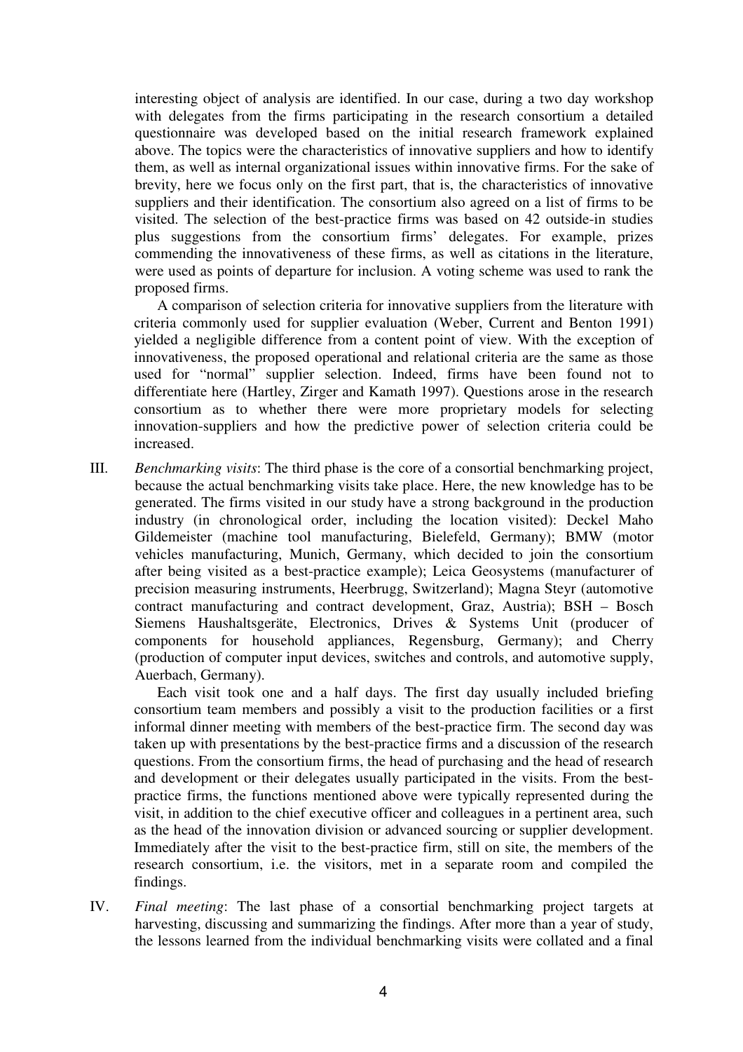interesting object of analysis are identified. In our case, during a two day workshop with delegates from the firms participating in the research consortium a detailed questionnaire was developed based on the initial research framework explained above. The topics were the characteristics of innovative suppliers and how to identify them, as well as internal organizational issues within innovative firms. For the sake of brevity, here we focus only on the first part, that is, the characteristics of innovative suppliers and their identification. The consortium also agreed on a list of firms to be visited. The selection of the best-practice firms was based on 42 outside-in studies plus suggestions from the consortium firms' delegates. For example, prizes commending the innovativeness of these firms, as well as citations in the literature, were used as points of departure for inclusion. A voting scheme was used to rank the proposed firms.

A comparison of selection criteria for innovative suppliers from the literature with criteria commonly used for supplier evaluation (Weber, Current and Benton 1991) yielded a negligible difference from a content point of view. With the exception of innovativeness, the proposed operational and relational criteria are the same as those used for "normal" supplier selection. Indeed, firms have been found not to differentiate here (Hartley, Zirger and Kamath 1997). Questions arose in the research consortium as to whether there were more proprietary models for selecting innovation-suppliers and how the predictive power of selection criteria could be increased.

III. *Benchmarking visits*: The third phase is the core of a consortial benchmarking project, because the actual benchmarking visits take place. Here, the new knowledge has to be generated. The firms visited in our study have a strong background in the production industry (in chronological order, including the location visited): Deckel Maho Gildemeister (machine tool manufacturing, Bielefeld, Germany); BMW (motor vehicles manufacturing, Munich, Germany, which decided to join the consortium after being visited as a best-practice example); Leica Geosystems (manufacturer of precision measuring instruments, Heerbrugg, Switzerland); Magna Steyr (automotive contract manufacturing and contract development, Graz, Austria); BSH – Bosch Siemens Haushaltsgeräte, Electronics, Drives & Systems Unit (producer of components for household appliances, Regensburg, Germany); and Cherry (production of computer input devices, switches and controls, and automotive supply, Auerbach, Germany).

Each visit took one and a half days. The first day usually included briefing consortium team members and possibly a visit to the production facilities or a first informal dinner meeting with members of the best-practice firm. The second day was taken up with presentations by the best-practice firms and a discussion of the research questions. From the consortium firms, the head of purchasing and the head of research and development or their delegates usually participated in the visits. From the best-practice firms, the functions mentioned above were typically represented during the visit, in addition to the chief executive officer and colleagues in a pertinent area, such as the head of the innovation division or advanced sourcing or supplier development. Immediately after the visit to the best-practice firm, still on site, the members of the research consortium, i.e. the visitors, met in a separate room and compiled the findings.

IV. *Final meeting*: The last phase of a consortial benchmarking project targets at harvesting, discussing and summarizing the findings. After more than a year of study, the lessons learned from the individual benchmarking visits were collated and a final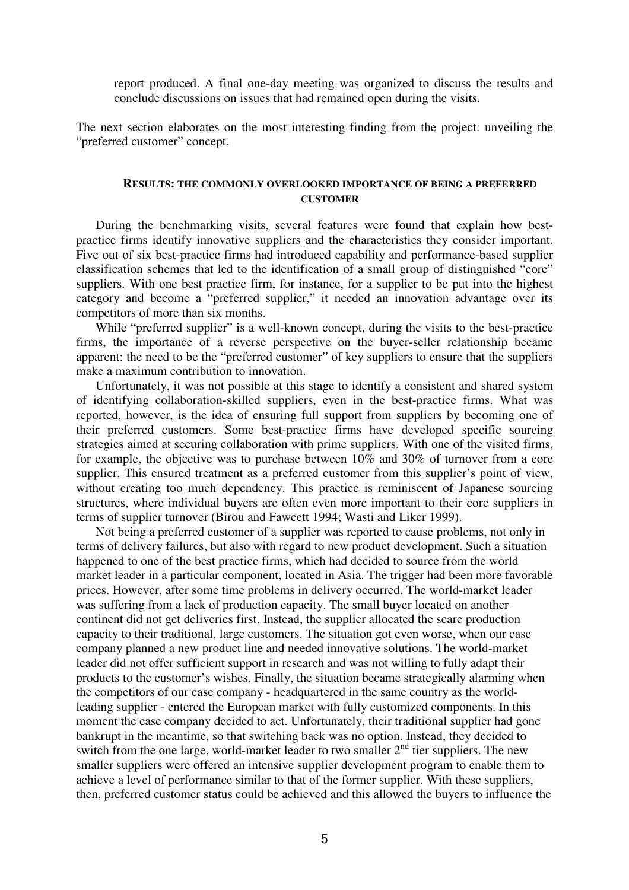report produced. A final one-day meeting was organized to discuss the results and conclude discussions on issues that had remained open during the visits.

The next section elaborates on the most interesting finding from the project: unveiling the "preferred customer" concept.

## RESULTS: THE COMMONLY OVERLOOKED IMPORTANCE OF BEING A PREFERRED CUSTOMER

During the benchmarking visits, several features were found that explain how best-practice firms identify innovative suppliers and the characteristics they consider important. Five out of six best-practice firms had introduced capability and performance-based supplier classification schemes that led to the identification of a small group of distinguished "core" suppliers. With one best practice firm, for instance, for a supplier to be put into the highest category and become a "preferred supplier," it needed an innovation advantage over its competitors of more than six months.

While "preferred supplier" is a well-known concept, during the visits to the best-practice firms, the importance of a reverse perspective on the buyer-seller relationship became apparent: the need to be the "preferred customer" of key suppliers to ensure that the suppliers make a maximum contribution to innovation.

Unfortunately, it was not possible at this stage to identify a consistent and shared system of identifying collaboration-skilled suppliers, even in the best-practice firms. What was reported, however, is the idea of ensuring full support from suppliers by becoming one of their preferred customers. Some best-practice firms have developed specific sourcing strategies aimed at securing collaboration with prime suppliers. With one of the visited firms, for example, the objective was to purchase between 10% and 30% of turnover from a core supplier. This ensured treatment as a preferred customer from this supplier's point of view, without creating too much dependency. This practice is reminiscent of Japanese sourcing structures, where individual buyers are often even more important to their core suppliers in terms of supplier turnover (Birou and Fawcett 1994; Wasti and Liker 1999).

Not being a preferred customer of a supplier was reported to cause problems, not only in terms of delivery failures, but also with regard to new product development. Such a situation happened to one of the best practice firms, which had decided to source from the world market leader in a particular component, located in Asia. The trigger had been more favorable prices. However, after some time problems in delivery occurred. The world-market leader was suffering from a lack of production capacity. The small buyer located on another continent did not get deliveries first. Instead, the supplier allocated the scare production capacity to their traditional, large customers. The situation got even worse, when our case company planned a new product line and needed innovative solutions. The world-market leader did not offer sufficient support in research and was not willing to fully adapt their products to the customer's wishes. Finally, the situation became strategically alarming when the competitors of our case company - headquartered in the same country as the world-leading supplier - entered the European market with fully customized components. In this moment the case company decided to act. Unfortunately, their traditional supplier had gone bankrupt in the meantime, so that switching back was no option. Instead, they decided to switch from the one large, world-market leader to two smaller 2nd tier suppliers. The new smaller suppliers were offered an intensive supplier development program to enable them to achieve a level of performance similar to that of the former supplier. With these suppliers, then, preferred customer status could be achieved and this allowed the buyers to influence the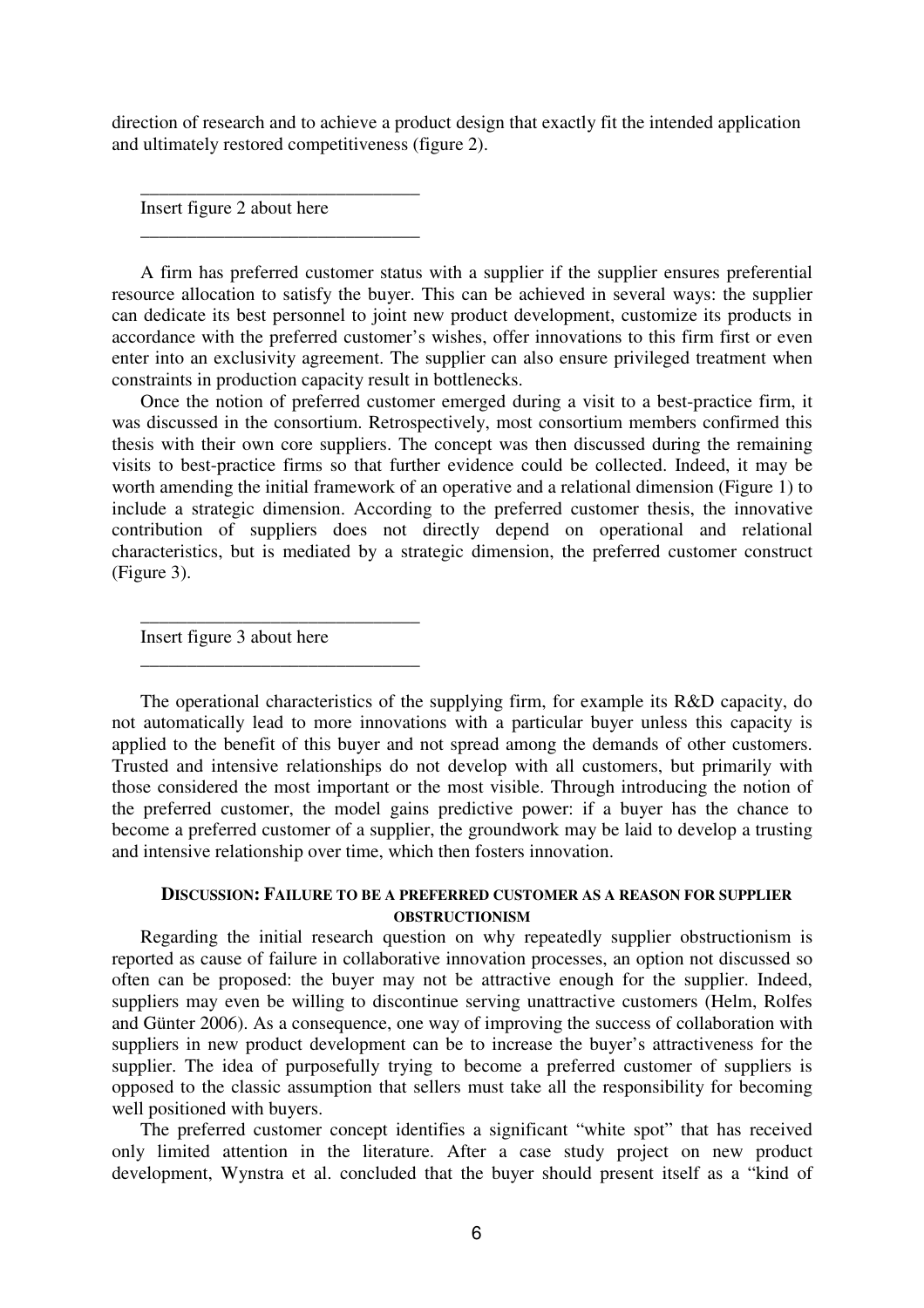direction of research and to achieve a product design that exactly fit the intended application and ultimately restored competitiveness (figure 2).

______________________________

Insert figure 2 about here

______________________________

A firm has preferred customer status with a supplier if the supplier ensures preferential resource allocation to satisfy the buyer. This can be achieved in several ways: the supplier can dedicate its best personnel to joint new product development, customize its products in accordance with the preferred customer's wishes, offer innovations to this firm first or even enter into an exclusivity agreement. The supplier can also ensure privileged treatment when constraints in production capacity result in bottlenecks.

Once the notion of preferred customer emerged during a visit to a best-practice firm, it was discussed in the consortium. Retrospectively, most consortium members confirmed this thesis with their own core suppliers. The concept was then discussed during the remaining visits to best-practice firms so that further evidence could be collected. Indeed, it may be worth amending the initial framework of an operative and a relational dimension (Figure 1) to include a strategic dimension. According to the preferred customer thesis, the innovative contribution of suppliers does not directly depend on operational and relational characteristics, but is mediated by a strategic dimension, the preferred customer construct (Figure 3).

______________________________

Insert figure 3 about here

______________________________

The operational characteristics of the supplying firm, for example its R&D capacity, do not automatically lead to more innovations with a particular buyer unless this capacity is applied to the benefit of this buyer and not spread among the demands of other customers. Trusted and intensive relationships do not develop with all customers, but primarily with those considered the most important or the most visible. Through introducing the notion of the preferred customer, the model gains predictive power: if a buyer has the chance to become a preferred customer of a supplier, the groundwork may be laid to develop a trusting and intensive relationship over time, which then fosters innovation.

## DISCUSSION: FAILURE TO BE A PREFERRED CUSTOMER AS A REASON FOR SUPPLIER OBSTRUCTIONISM

Regarding the initial research question on why repeatedly supplier obstructionism is reported as cause of failure in collaborative innovation processes, an option not discussed so often can be proposed: the buyer may not be attractive enough for the supplier. Indeed, suppliers may even be willing to discontinue serving unattractive customers (Helm, Rolfes and Günter 2006). As a consequence, one way of improving the success of collaboration with suppliers in new product development can be to increase the buyer's attractiveness for the supplier. The idea of purposefully trying to become a preferred customer of suppliers is opposed to the classic assumption that sellers must take all the responsibility for becoming well positioned with buyers.

The preferred customer concept identifies a significant "white spot" that has received only limited attention in the literature. After a case study project on new product development, Wynstra et al. concluded that the buyer should present itself as a "kind of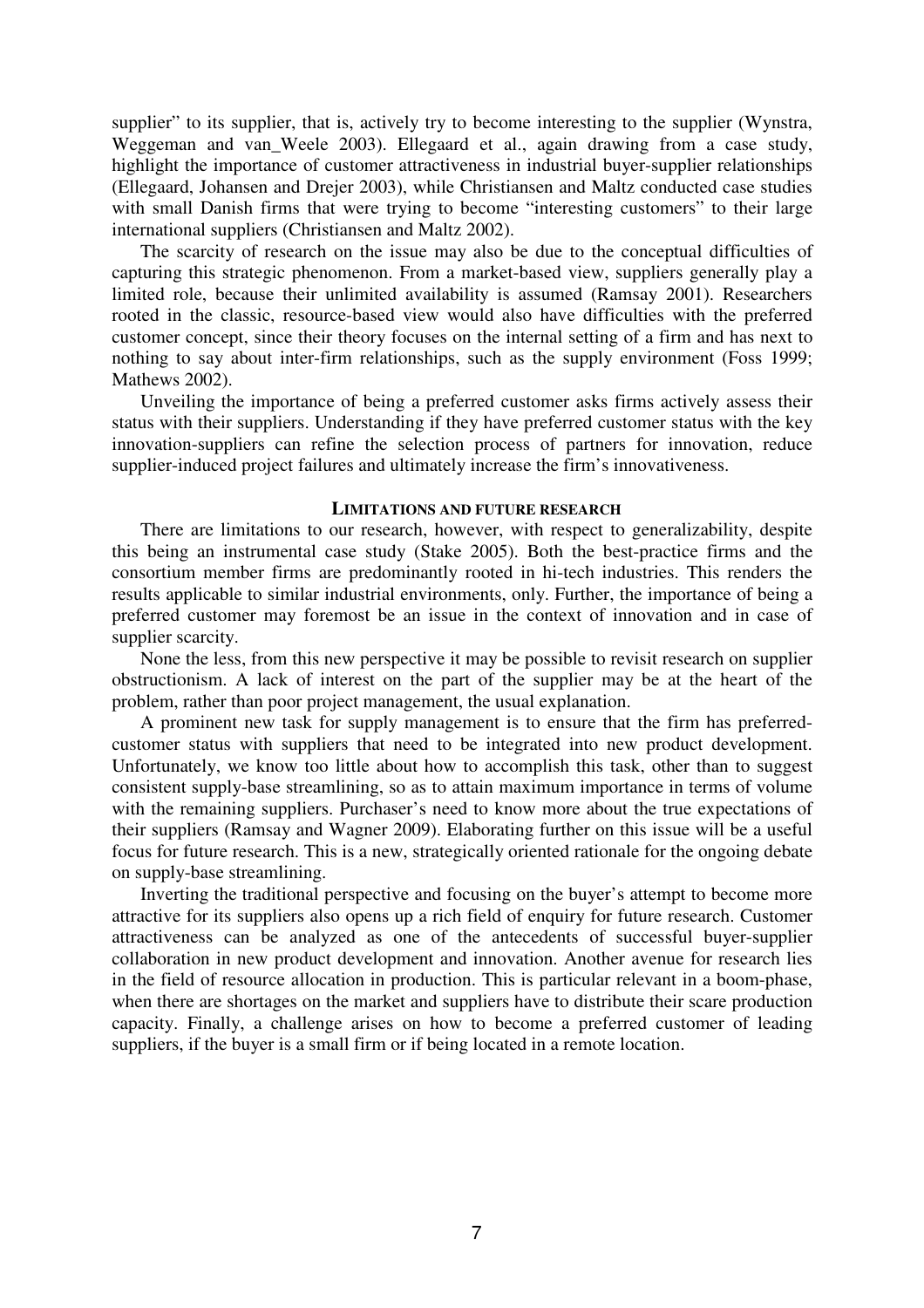supplier" to its supplier, that is, actively try to become interesting to the supplier (Wynstra, Weggeman and van_Weele 2003). Ellegaard et al., again drawing from a case study, highlight the importance of customer attractiveness in industrial buyer-supplier relationships (Ellegaard, Johansen and Drejer 2003), while Christiansen and Maltz conducted case studies with small Danish firms that were trying to become "interesting customers" to their large international suppliers (Christiansen and Maltz 2002).

The scarcity of research on the issue may also be due to the conceptual difficulties of capturing this strategic phenomenon. From a market-based view, suppliers generally play a limited role, because their unlimited availability is assumed (Ramsay 2001). Researchers rooted in the classic, resource-based view would also have difficulties with the preferred customer concept, since their theory focuses on the internal setting of a firm and has next to nothing to say about inter-firm relationships, such as the supply environment (Foss 1999; Mathews 2002).

Unveiling the importance of being a preferred customer asks firms actively assess their status with their suppliers. Understanding if they have preferred customer status with the key innovation-suppliers can refine the selection process of partners for innovation, reduce supplier-induced project failures and ultimately increase the firm's innovativeness.

## LIMITATIONS AND FUTURE RESEARCH

There are limitations to our research, however, with respect to generalizability, despite this being an instrumental case study (Stake 2005). Both the best-practice firms and the consortium member firms are predominantly rooted in hi-tech industries. This renders the results applicable to similar industrial environments, only. Further, the importance of being a preferred customer may foremost be an issue in the context of innovation and in case of supplier scarcity.

None the less, from this new perspective it may be possible to revisit research on supplier obstructionism. A lack of interest on the part of the supplier may be at the heart of the problem, rather than poor project management, the usual explanation.

A prominent new task for supply management is to ensure that the firm has preferred-customer status with suppliers that need to be integrated into new product development. Unfortunately, we know too little about how to accomplish this task, other than to suggest consistent supply-base streamlining, so as to attain maximum importance in terms of volume with the remaining suppliers. Purchaser's need to know more about the true expectations of their suppliers (Ramsay and Wagner 2009). Elaborating further on this issue will be a useful focus for future research. This is a new, strategically oriented rationale for the ongoing debate on supply-base streamlining.

Inverting the traditional perspective and focusing on the buyer's attempt to become more attractive for its suppliers also opens up a rich field of enquiry for future research. Customer attractiveness can be analyzed as one of the antecedents of successful buyer-supplier collaboration in new product development and innovation. Another avenue for research lies in the field of resource allocation in production. This is particular relevant in a boom-phase, when there are shortages on the market and suppliers have to distribute their scare production capacity. Finally, a challenge arises on how to become a preferred customer of leading suppliers, if the buyer is a small firm or if being located in a remote location.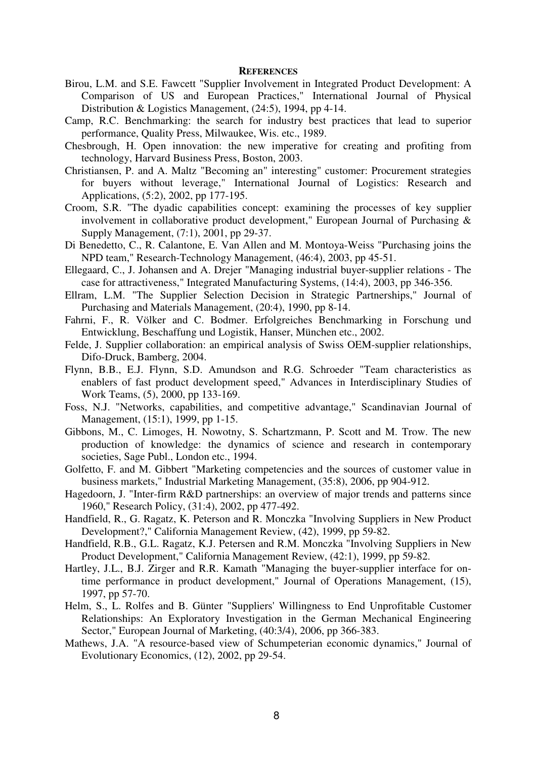## References

Birou, L.M. and S.E. Fawcett "Supplier Involvement in Integrated Product Development: A Comparison of US and European Practices," International Journal of Physical Distribution & Logistics Management, (24:5), 1994, pp 4-14.

Camp, R.C. Benchmarking: the search for industry best practices that lead to superior performance, Quality Press, Milwaukee, Wis. etc., 1989.

Chesbrough, H. Open innovation: the new imperative for creating and profiting from technology, Harvard Business Press, Boston, 2003.

Christiansen, P. and A. Maltz "Becoming an" interesting" customer: Procurement strategies for buyers without leverage," International Journal of Logistics: Research and Applications, (5:2), 2002, pp 177-195.

Croom, S.R. "The dyadic capabilities concept: examining the processes of key supplier involvement in collaborative product development," European Journal of Purchasing & Supply Management, (7:1), 2001, pp 29-37.

Di Benedetto, C., R. Calantone, E. Van Allen and M. Montoya-Weiss "Purchasing joins the NPD team," Research-Technology Management, (46:4), 2003, pp 45-51.

Ellegaard, C., J. Johansen and A. Drejer "Managing industrial buyer-supplier relations - The case for attractiveness," Integrated Manufacturing Systems, (14:4), 2003, pp 346-356.

Ellram, L.M. "The Supplier Selection Decision in Strategic Partnerships," Journal of Purchasing and Materials Management, (20:4), 1990, pp 8-14.

Fahrni, F., R. Völker and C. Bodmer. Erfolgreiches Benchmarking in Forschung und Entwicklung, Beschaffung und Logistik, Hanser, München etc., 2002.

Felde, J. Supplier collaboration: an empirical analysis of Swiss OEM-supplier relationships, Difo-Druck, Bamberg, 2004.

Flynn, B.B., E.J. Flynn, S.D. Amundson and R.G. Schroeder "Team characteristics as enablers of fast product development speed," Advances in Interdisciplinary Studies of Work Teams, (5), 2000, pp 133-169.

Foss, N.J. "Networks, capabilities, and competitive advantage," Scandinavian Journal of Management, (15:1), 1999, pp 1-15.

Gibbons, M., C. Limoges, H. Nowotny, S. Schartzmann, P. Scott and M. Trow. The new production of knowledge: the dynamics of science and research in contemporary societies, Sage Publ., London etc., 1994.

Golfetto, F. and M. Gibbert "Marketing competencies and the sources of customer value in business markets," Industrial Marketing Management, (35:8), 2006, pp 904-912.

Hagedoorn, J. "Inter-firm R&D partnerships: an overview of major trends and patterns since 1960," Research Policy, (31:4), 2002, pp 477-492.

Handfield, R., G. Ragatz, K. Peterson and R. Monczka "Involving Suppliers in New Product Development?," California Management Review, (42), 1999, pp 59-82.

Handfield, R.B., G.L. Ragatz, K.J. Petersen and R.M. Monczka "Involving Suppliers in New Product Development," California Management Review, (42:1), 1999, pp 59-82.

Hartley, J.L., B.J. Zirger and R.R. Kamath "Managing the buyer-supplier interface for on-time performance in product development," Journal of Operations Management, (15), 1997, pp 57-70.

Helm, S., L. Rolfes and B. Günter "Suppliers' Willingness to End Unprofitable Customer Relationships: An Exploratory Investigation in the German Mechanical Engineering Sector," European Journal of Marketing, (40:3/4), 2006, pp 366-383.

Mathews, J.A. "A resource-based view of Schumpeterian economic dynamics," Journal of Evolutionary Economics, (12), 2002, pp 29-54.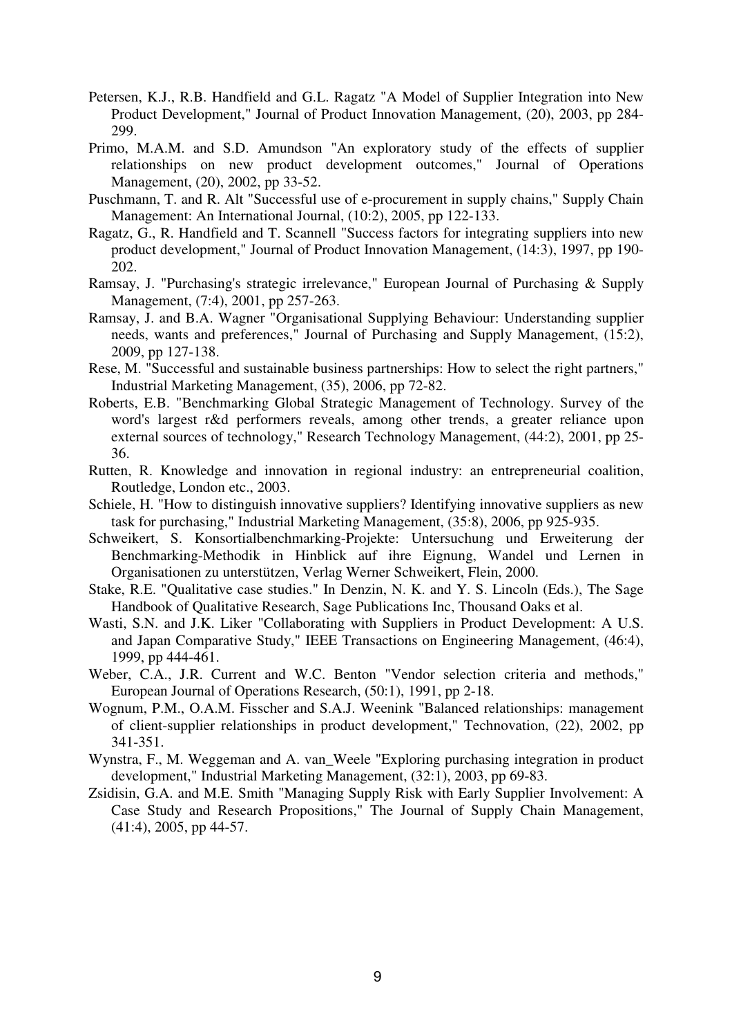Petersen, K.J., R.B. Handfield and G.L. Ragatz "A Model of Supplier Integration into New Product Development," Journal of Product Innovation Management, (20), 2003, pp 284-299.

Primo, M.A.M. and S.D. Amundson "An exploratory study of the effects of supplier relationships on new product development outcomes," Journal of Operations Management, (20), 2002, pp 33-52.

Puschmann, T. and R. Alt "Successful use of e-procurement in supply chains," Supply Chain Management: An International Journal, (10:2), 2005, pp 122-133.

Ragatz, G., R. Handfield and T. Scannell "Success factors for integrating suppliers into new product development," Journal of Product Innovation Management, (14:3), 1997, pp 190-202.

Ramsay, J. "Purchasing's strategic irrelevance," European Journal of Purchasing & Supply Management, (7:4), 2001, pp 257-263.

Ramsay, J. and B.A. Wagner "Organisational Supplying Behaviour: Understanding supplier needs, wants and preferences," Journal of Purchasing and Supply Management, (15:2), 2009, pp 127-138.

Rese, M. "Successful and sustainable business partnerships: How to select the right partners," Industrial Marketing Management, (35), 2006, pp 72-82.

Roberts, E.B. "Benchmarking Global Strategic Management of Technology. Survey of the word's largest r&d performers reveals, among other trends, a greater reliance upon external sources of technology," Research Technology Management, (44:2), 2001, pp 25-36.

Rutten, R. Knowledge and innovation in regional industry: an entrepreneurial coalition, Routledge, London etc., 2003.

Schiele, H. "How to distinguish innovative suppliers? Identifying innovative suppliers as new task for purchasing," Industrial Marketing Management, (35:8), 2006, pp 925-935.

Schweikert, S. Konsortialbenchmarking-Projekte: Untersuchung und Erweiterung der Benchmarking-Methodik in Hinblick auf ihre Eignung, Wandel und Lernen in Organisationen zu unterstützen, Verlag Werner Schweikert, Flein, 2000.

Stake, R.E. "Qualitative case studies." In Denzin, N. K. and Y. S. Lincoln (Eds.), The Sage Handbook of Qualitative Research, Sage Publications Inc, Thousand Oaks et al.

Wasti, S.N. and J.K. Liker "Collaborating with Suppliers in Product Development: A U.S. and Japan Comparative Study," IEEE Transactions on Engineering Management, (46:4), 1999, pp 444-461.

Weber, C.A., J.R. Current and W.C. Benton "Vendor selection criteria and methods," European Journal of Operations Research, (50:1), 1991, pp 2-18.

Wognum, P.M., O.A.M. Fisscher and S.A.J. Weenink "Balanced relationships: management of client-supplier relationships in product development," Technovation, (22), 2002, pp 341-351.

Wynstra, F., M. Weggeman and A. van_Weele "Exploring purchasing integration in product development," Industrial Marketing Management, (32:1), 2003, pp 69-83.

Zsidisin, G.A. and M.E. Smith "Managing Supply Risk with Early Supplier Involvement: A Case Study and Research Propositions," The Journal of Supply Chain Management, (41:4), 2005, pp 44-57.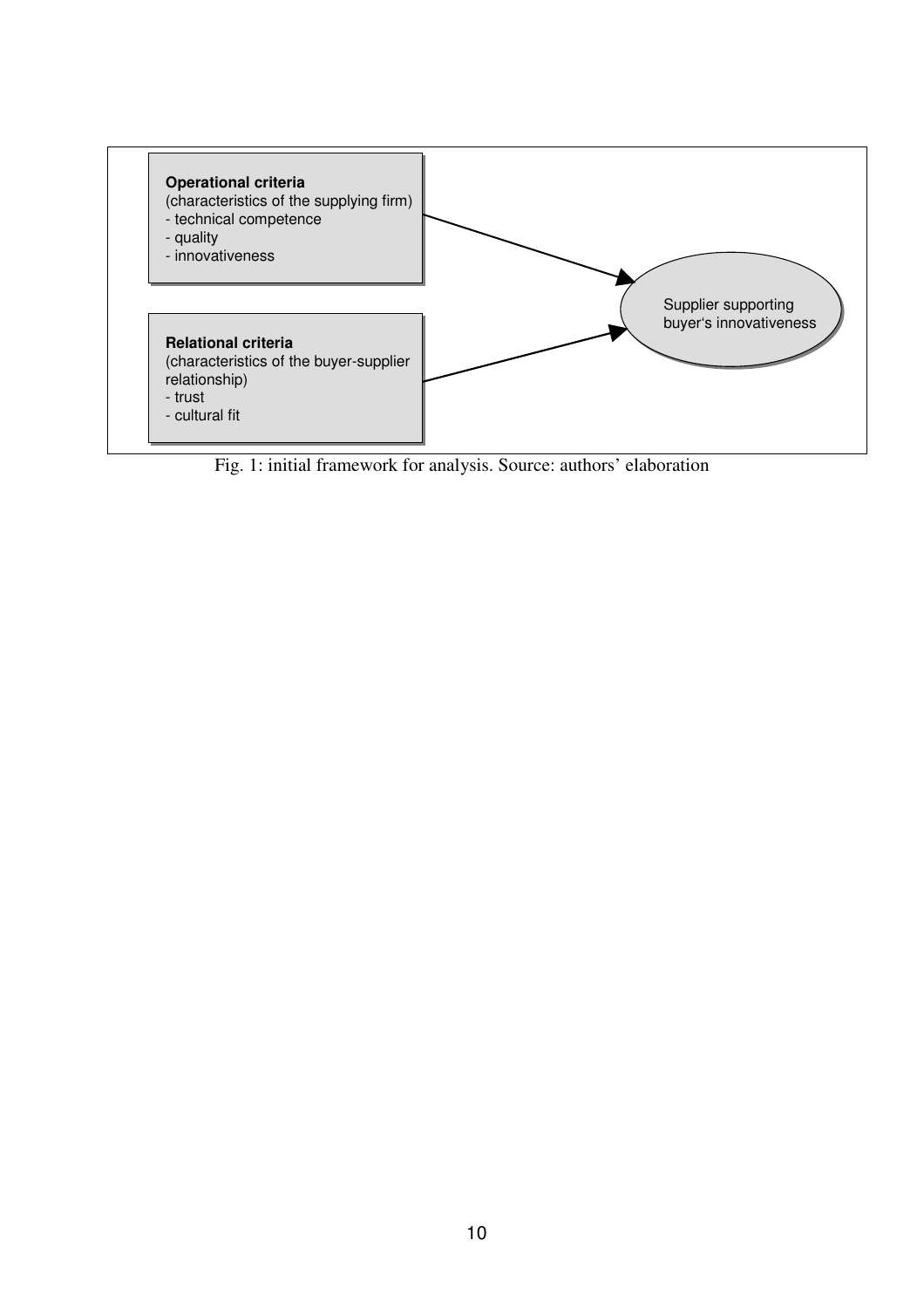**Operational criteria**
(characteristics of the supplying firm)
- technical competence
- quality
- innovativeness

**Relational criteria**
(characteristics of the buyer-supplier relationship)
- trust
- cultural fit

Supplier supporting buyer's innovativeness

Fig. 1: initial framework for analysis. Source: authors' elaboration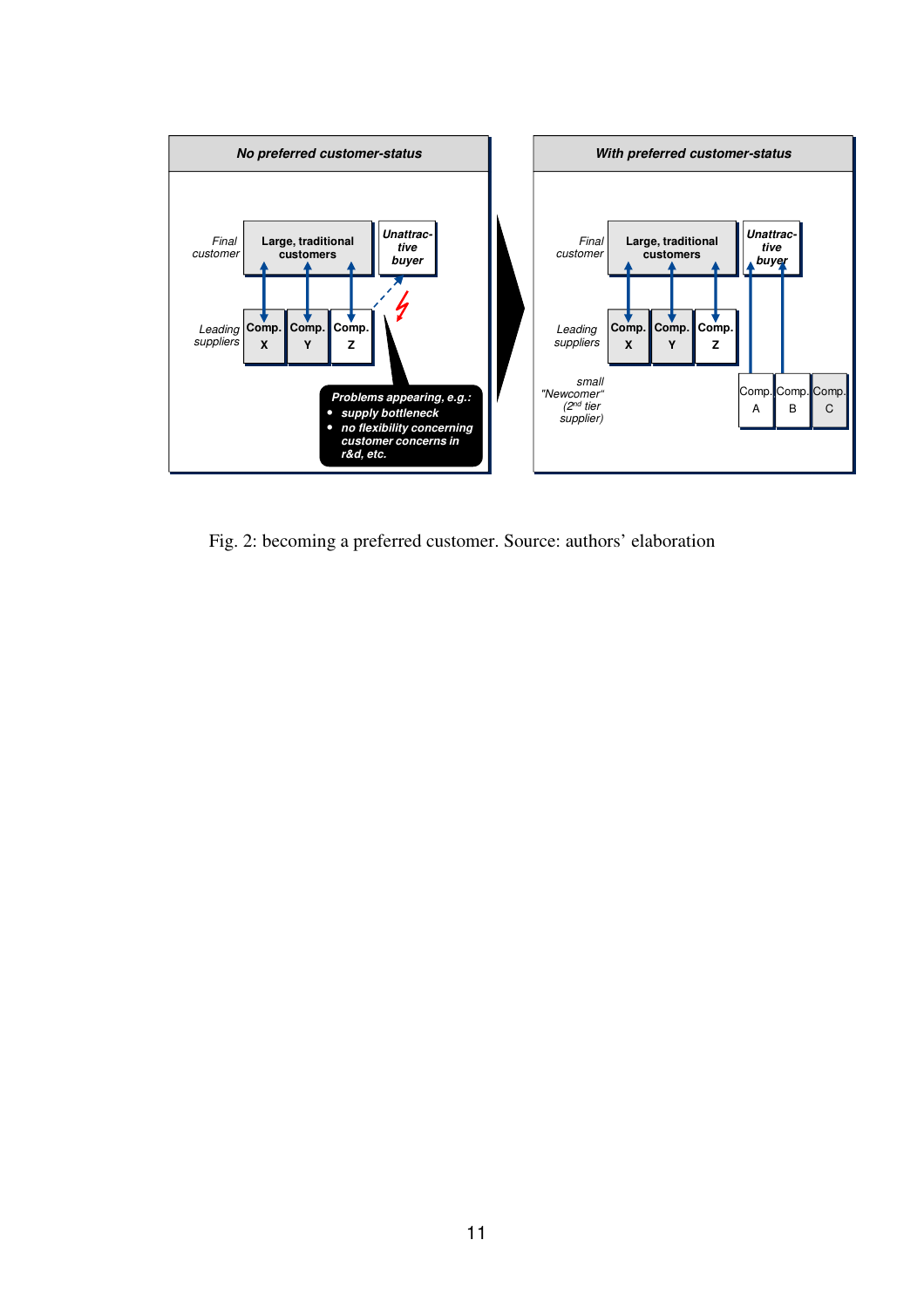Fig. 2: becoming a preferred customer. Source: authors' elaboration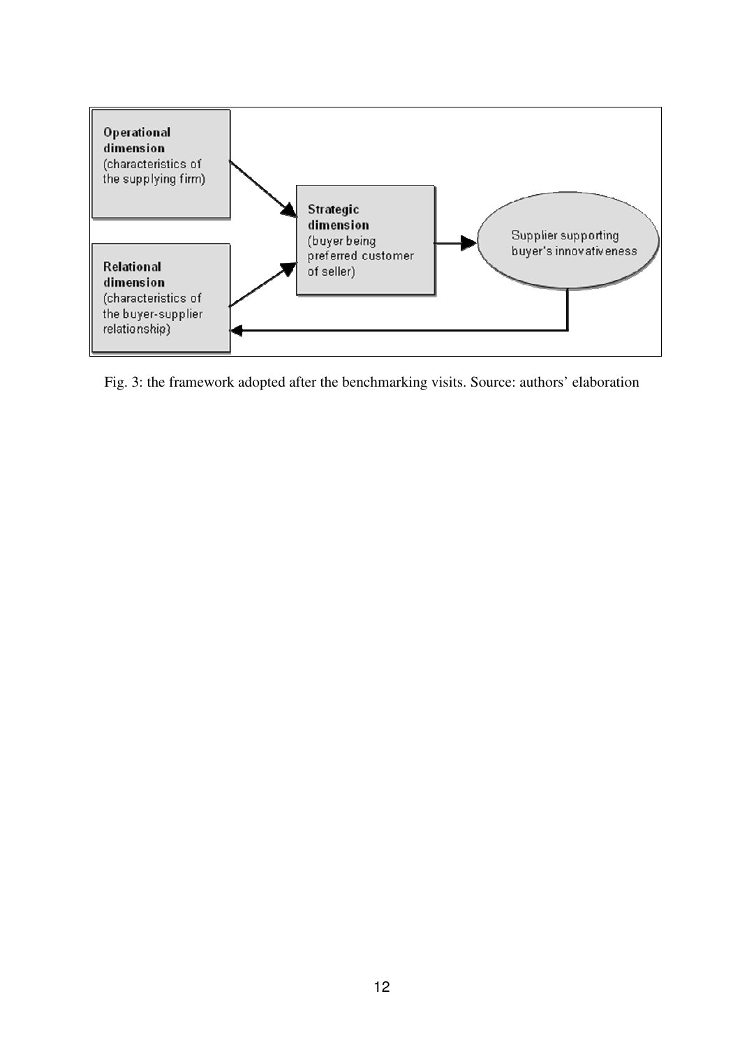Operational dimension (characteristics of the supplying firm)

Relational dimension (characteristics of the buyer-supplier relationship)

Strategic dimension (buyer being preferred customer of seller)

Supplier supporting buyer's innovativeness

Fig. 3: the framework adopted after the benchmarking visits. Source: authors' elaboration